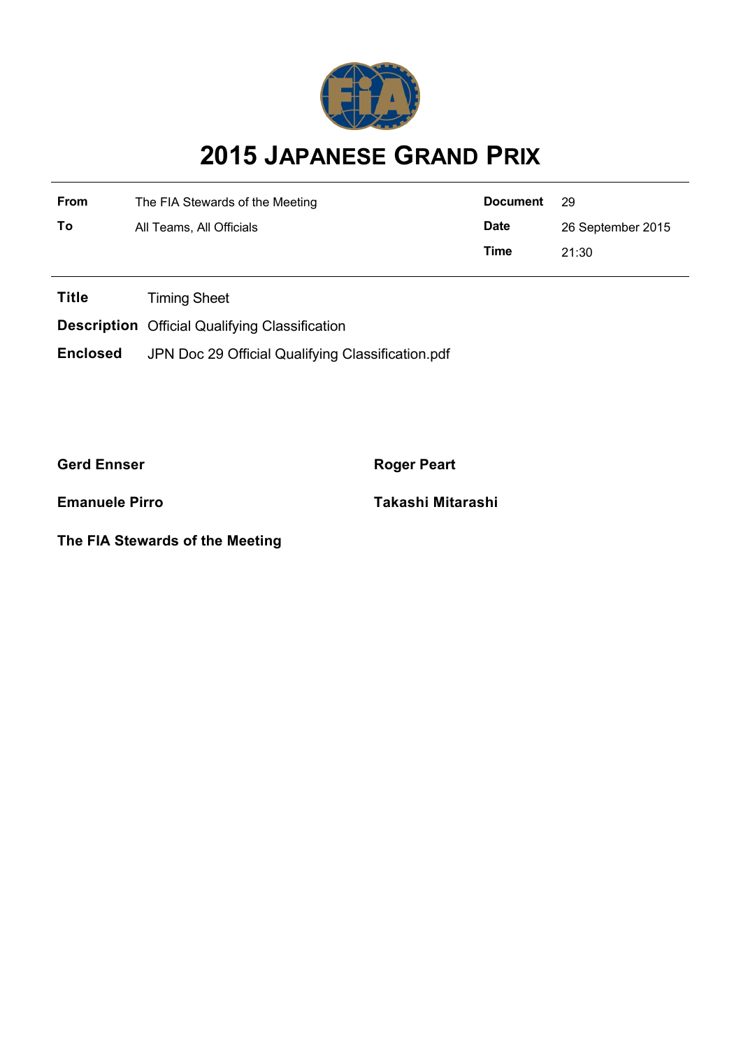# 2015 JAPANESE GRAND PRIX

| | | | |
|---|---|---|---|
| **From** | The FIA Stewards of the Meeting | **Document** | 29 |
| **To** | All Teams, All Officials | **Date** | 26 September 2015 |
| | | **Time** | 21:30 |

**Title** Timing Sheet

**Description** Official Qualifying Classification

**Enclosed** JPN Doc 29 Official Qualifying Classification.pdf

**Gerd Ennser**

**Roger Peart**

**Emanuele Pirro**

**Takashi Mitarashi**

**The FIA Stewards of the Meeting**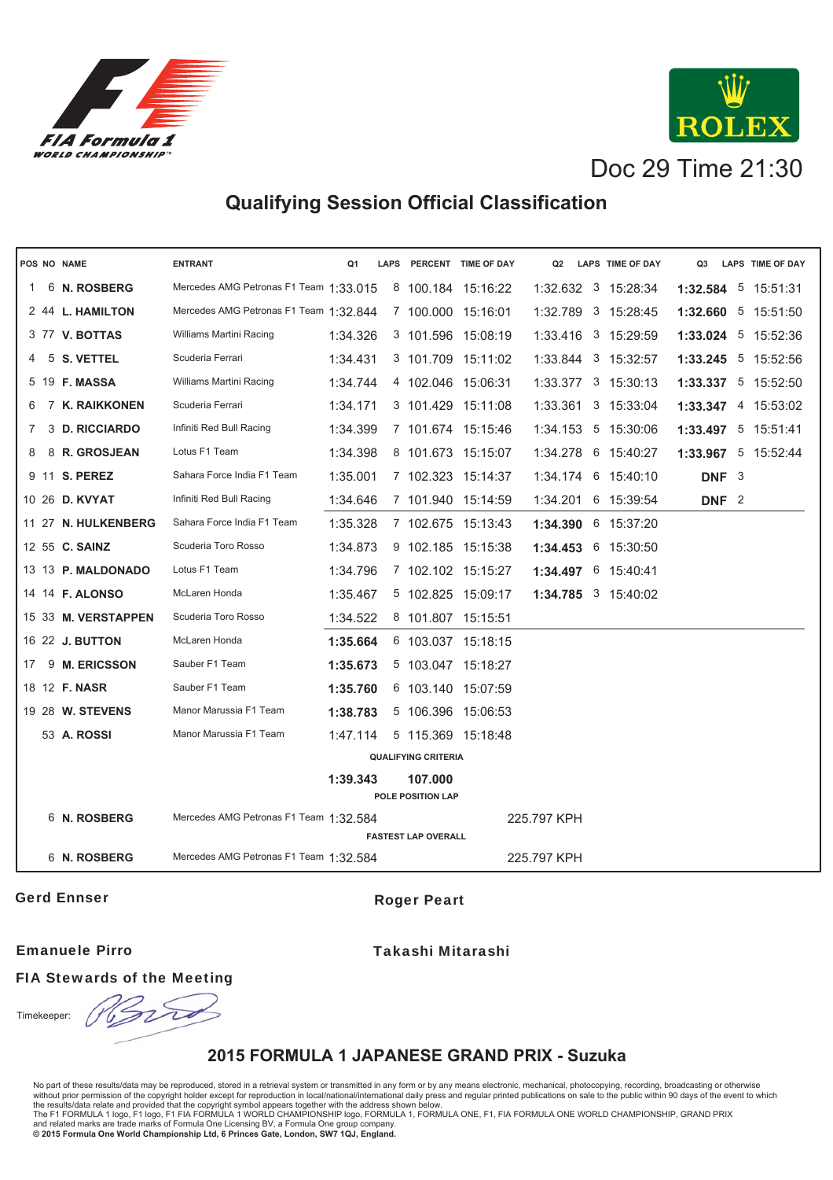Doc 29 Time 21:30

## Qualifying Session Official Classification

| POS | NO | NAME | ENTRANT | Q1 | LAPS | PERCENT | TIME OF DAY | Q2 | LAPS | TIME OF DAY | Q3 | LAPS | TIME OF DAY |
|---|---|---|---|---|---|---|---|---|---|---|---|---|---|
| 1 | 6 | **N. ROSBERG** | Mercedes AMG Petronas F1 Team | 1:33.015 | 8 | 100.184 | 15:16:22 | 1:32.632 | 3 | 15:28:34 | **1:32.584** | 5 | 15:51:31 |
| 2 | 44 | **L. HAMILTON** | Mercedes AMG Petronas F1 Team | 1:32.844 | 7 | 100.000 | 15:16:01 | 1:32.789 | 3 | 15:28:45 | **1:32.660** | 5 | 15:51:50 |
| 3 | 77 | **V. BOTTAS** | Williams Martini Racing | 1:34.326 | 3 | 101.596 | 15:08:19 | 1:33.416 | 3 | 15:29:59 | **1:33.024** | 5 | 15:52:36 |
| 4 | 5 | **S. VETTEL** | Scuderia Ferrari | 1:34.431 | 3 | 101.709 | 15:11:02 | 1:33.844 | 3 | 15:32:57 | **1:33.245** | 5 | 15:52:56 |
| 5 | 19 | **F. MASSA** | Williams Martini Racing | 1:34.744 | 4 | 102.046 | 15:06:31 | 1:33.377 | 3 | 15:30:13 | **1:33.337** | 5 | 15:52:50 |
| 6 | 7 | **K. RAIKKONEN** | Scuderia Ferrari | 1:34.171 | 3 | 101.429 | 15:11:08 | 1:33.361 | 3 | 15:33:04 | **1:33.347** | 4 | 15:53:02 |
| 7 | 3 | **D. RICCIARDO** | Infiniti Red Bull Racing | 1:34.399 | 7 | 101.674 | 15:15:46 | 1:34.153 | 5 | 15:30:06 | **1:33.497** | 5 | 15:51:41 |
| 8 | 8 | **R. GROSJEAN** | Lotus F1 Team | 1:34.398 | 8 | 101.673 | 15:15:07 | 1:34.278 | 6 | 15:40:27 | **1:33.967** | 5 | 15:52:44 |
| 9 | 11 | **S. PEREZ** | Sahara Force India F1 Team | 1:35.001 | 7 | 102.323 | 15:14:37 | 1:34.174 | 6 | 15:40:10 | **DNF** | 3 | |
| 10 | 26 | **D. KVYAT** | Infiniti Red Bull Racing | 1:34.646 | 7 | 101.940 | 15:14:59 | 1:34.201 | 6 | 15:39:54 | **DNF** | 2 | |
| 11 | 27 | **N. HULKENBERG** | Sahara Force India F1 Team | 1:35.328 | 7 | 102.675 | 15:13:43 | **1:34.390** | 6 | 15:37:20 | | | |
| 12 | 55 | **C. SAINZ** | Scuderia Toro Rosso | 1:34.873 | 9 | 102.185 | 15:15:38 | **1:34.453** | 6 | 15:30:50 | | | |
| 13 | 13 | **P. MALDONADO** | Lotus F1 Team | 1:34.796 | 7 | 102.102 | 15:15:27 | **1:34.497** | 6 | 15:40:41 | | | |
| 14 | 14 | **F. ALONSO** | McLaren Honda | 1:35.467 | 5 | 102.825 | 15:09:17 | **1:34.785** | 3 | 15:40:02 | | | |
| 15 | 33 | **M. VERSTAPPEN** | Scuderia Toro Rosso | 1:34.522 | 8 | 101.807 | 15:15:51 | | | | | | |
| 16 | 22 | **J. BUTTON** | McLaren Honda | **1:35.664** | 6 | 103.037 | 15:18:15 | | | | | | |
| 17 | 9 | **M. ERICSSON** | Sauber F1 Team | **1:35.673** | 5 | 103.047 | 15:18:27 | | | | | | |
| 18 | 12 | **F. NASR** | Sauber F1 Team | **1:35.760** | 6 | 103.140 | 15:07:59 | | | | | | |
| 19 | 28 | **W. STEVENS** | Manor Marussia F1 Team | **1:38.783** | 5 | 106.396 | 15:06:53 | | | | | | |
| | 53 | **A. ROSSI** | Manor Marussia F1 Team | 1:47.114 | 5 | 115.369 | 15:18:48 | | | | | | |

**QUALIFYING CRITERIA**

**1:39.343** **107.000**

**POLE POSITION LAP**

| NO | NAME | ENTRANT | TIME | SPEED |
|---|---|---|---|---|
| 6 | **N. ROSBERG** | Mercedes AMG Petronas F1 Team | 1:32.584 | 225.797 KPH |

**FASTEST LAP OVERALL**

| NO | NAME | ENTRANT | TIME | SPEED |
|---|---|---|---|---|
| 6 | **N. ROSBERG** | Mercedes AMG Petronas F1 Team | 1:32.584 | 225.797 KPH |

**Gerd Ennser**

**Roger Peart**

**Emanuele Pirro**

**Takashi Mitarashi**

**FIA Stewards of the Meeting**

Timekeeper:

## 2015 FORMULA 1 JAPANESE GRAND PRIX - Suzuka

No part of these results/data may be reproduced, stored in a retrieval system or transmitted in any form or by any means electronic, mechanical, photocopying, recording, broadcasting or otherwise without prior permission of the copyright holder except for reproduction in local/national/international daily press and regular printed publications on sale to the public within 90 days of the event to which the results/data relate and provided that the copyright symbol appears together with the address shown below.
The F1 FORMULA 1 logo, F1 logo, F1 FIA FORMULA 1 WORLD CHAMPIONSHIP logo, FORMULA 1, FORMULA ONE, F1, FIA FORMULA ONE WORLD CHAMPIONSHIP, GRAND PRIX and related marks are trade marks of Formula One Licensing BV, a Formula One group company.
**© 2015 Formula One World Championship Ltd, 6 Princes Gate, London, SW7 1QJ, England.**